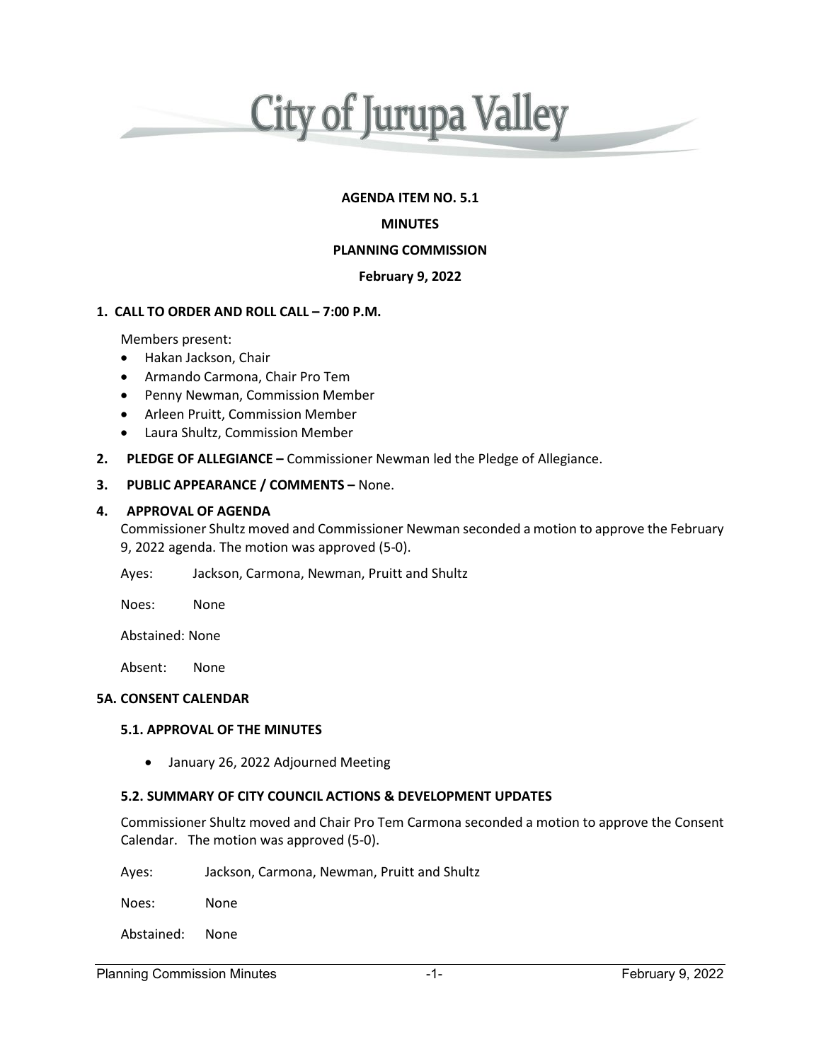# City of Jurupa Valley

**AGENDA ITEM NO. 5.1**

**MINUTES**

**PLANNING COMMISSION**

**February 9, 2022**

**1. CALL TO ORDER AND ROLL CALL – 7:00 P.M.**

Members present:

- Hakan Jackson, Chair
- Armando Carmona, Chair Pro Tem
- Penny Newman, Commission Member
- Arleen Pruitt, Commission Member
- Laura Shultz, Commission Member

**2. PLEDGE OF ALLEGIANCE –** Commissioner Newman led the Pledge of Allegiance.

**3. PUBLIC APPEARANCE / COMMENTS –** None.

**4. APPROVAL OF AGENDA**

Commissioner Shultz moved and Commissioner Newman seconded a motion to approve the February 9, 2022 agenda. The motion was approved (5-0).

Ayes: Jackson, Carmona, Newman, Pruitt and Shultz

Noes: None

Abstained: None

Absent: None

**5A. CONSENT CALENDAR**

**5.1. APPROVAL OF THE MINUTES**

- January 26, 2022 Adjourned Meeting

**5.2. SUMMARY OF CITY COUNCIL ACTIONS & DEVELOPMENT UPDATES**

Commissioner Shultz moved and Chair Pro Tem Carmona seconded a motion to approve the Consent Calendar. The motion was approved (5-0).

Ayes: Jackson, Carmona, Newman, Pruitt and Shultz

Noes: None

Abstained: None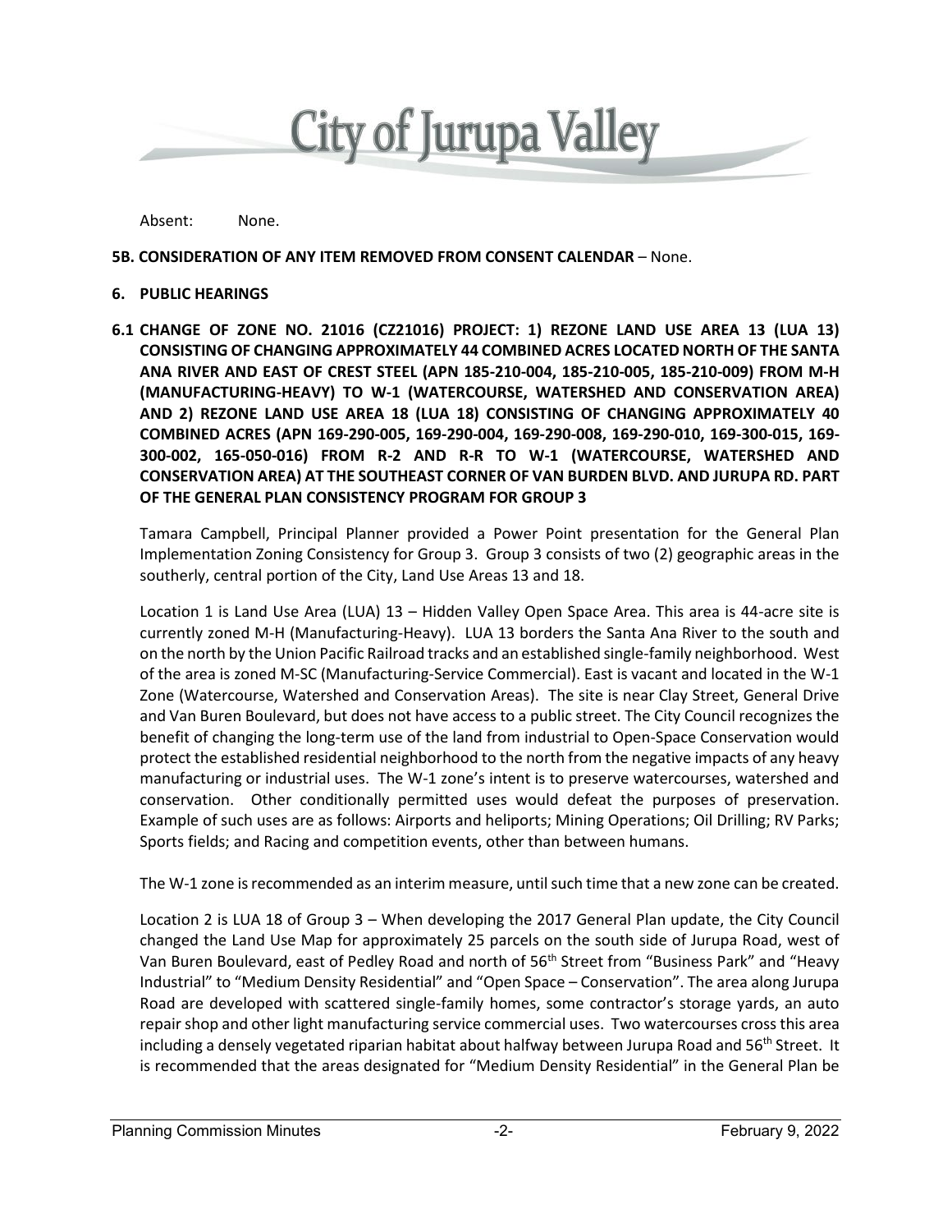Absent: None.

**5B. CONSIDERATION OF ANY ITEM REMOVED FROM CONSENT CALENDAR** – None.

**6. PUBLIC HEARINGS**

**6.1 CHANGE OF ZONE NO. 21016 (CZ21016) PROJECT: 1) REZONE LAND USE AREA 13 (LUA 13) CONSISTING OF CHANGING APPROXIMATELY 44 COMBINED ACRES LOCATED NORTH OF THE SANTA ANA RIVER AND EAST OF CREST STEEL (APN 185-210-004, 185-210-005, 185-210-009) FROM M-H (MANUFACTURING-HEAVY) TO W-1 (WATERCOURSE, WATERSHED AND CONSERVATION AREA) AND 2) REZONE LAND USE AREA 18 (LUA 18) CONSISTING OF CHANGING APPROXIMATELY 40 COMBINED ACRES (APN 169-290-005, 169-290-004, 169-290-008, 169-290-010, 169-300-015, 169-300-002, 165-050-016) FROM R-2 AND R-R TO W-1 (WATERCOURSE, WATERSHED AND CONSERVATION AREA) AT THE SOUTHEAST CORNER OF VAN BURDEN BLVD. AND JURUPA RD. PART OF THE GENERAL PLAN CONSISTENCY PROGRAM FOR GROUP 3**

Tamara Campbell, Principal Planner provided a Power Point presentation for the General Plan Implementation Zoning Consistency for Group 3. Group 3 consists of two (2) geographic areas in the southerly, central portion of the City, Land Use Areas 13 and 18.

Location 1 is Land Use Area (LUA) 13 – Hidden Valley Open Space Area. This area is 44-acre site is currently zoned M-H (Manufacturing-Heavy). LUA 13 borders the Santa Ana River to the south and on the north by the Union Pacific Railroad tracks and an established single-family neighborhood. West of the area is zoned M-SC (Manufacturing-Service Commercial). East is vacant and located in the W-1 Zone (Watercourse, Watershed and Conservation Areas). The site is near Clay Street, General Drive and Van Buren Boulevard, but does not have access to a public street. The City Council recognizes the benefit of changing the long-term use of the land from industrial to Open-Space Conservation would protect the established residential neighborhood to the north from the negative impacts of any heavy manufacturing or industrial uses. The W-1 zone's intent is to preserve watercourses, watershed and conservation. Other conditionally permitted uses would defeat the purposes of preservation. Example of such uses are as follows: Airports and heliports; Mining Operations; Oil Drilling; RV Parks; Sports fields; and Racing and competition events, other than between humans.

The W-1 zone is recommended as an interim measure, until such time that a new zone can be created.

Location 2 is LUA 18 of Group 3 – When developing the 2017 General Plan update, the City Council changed the Land Use Map for approximately 25 parcels on the south side of Jurupa Road, west of Van Buren Boulevard, east of Pedley Road and north of 56th Street from "Business Park" and "Heavy Industrial" to "Medium Density Residential" and "Open Space – Conservation". The area along Jurupa Road are developed with scattered single-family homes, some contractor's storage yards, an auto repair shop and other light manufacturing service commercial uses. Two watercourses cross this area including a densely vegetated riparian habitat about halfway between Jurupa Road and 56th Street. It is recommended that the areas designated for "Medium Density Residential" in the General Plan be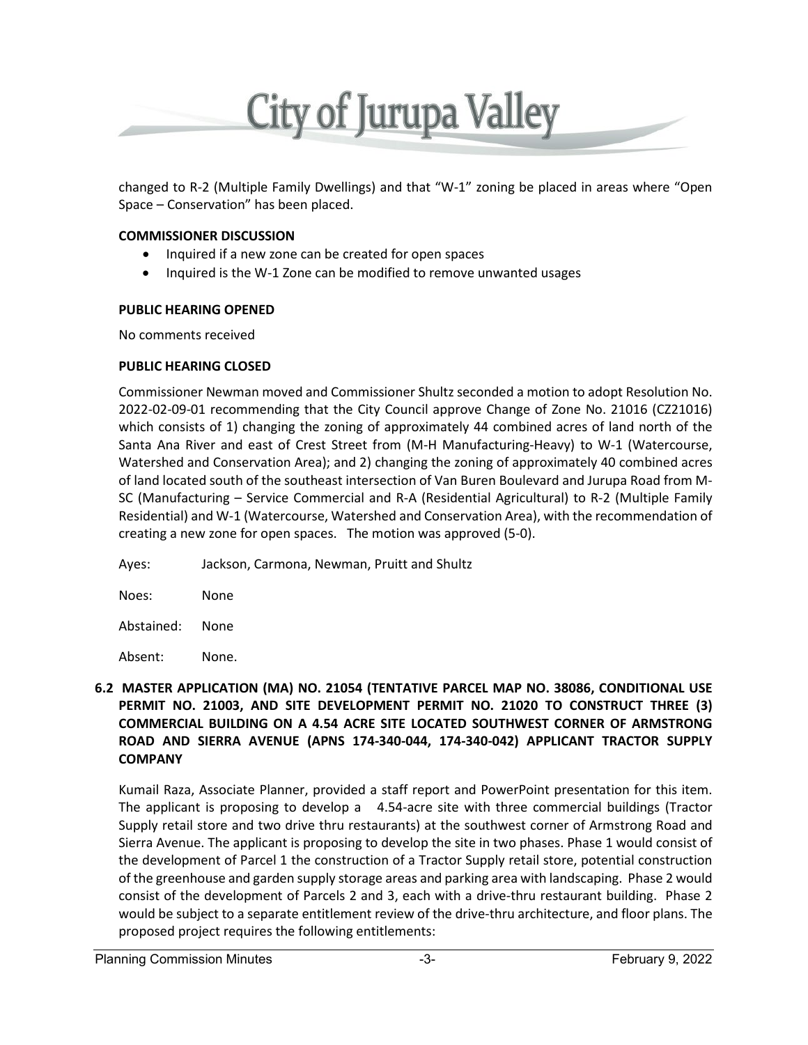changed to R-2 (Multiple Family Dwellings) and that "W-1" zoning be placed in areas where "Open Space – Conservation" has been placed.

#### COMMISSIONER DISCUSSION

- Inquired if a new zone can be created for open spaces
- Inquired is the W-1 Zone can be modified to remove unwanted usages

#### PUBLIC HEARING OPENED

No comments received

#### PUBLIC HEARING CLOSED

Commissioner Newman moved and Commissioner Shultz seconded a motion to adopt Resolution No. 2022-02-09-01 recommending that the City Council approve Change of Zone No. 21016 (CZ21016) which consists of 1) changing the zoning of approximately 44 combined acres of land north of the Santa Ana River and east of Crest Street from (M-H Manufacturing-Heavy) to W-1 (Watercourse, Watershed and Conservation Area); and 2) changing the zoning of approximately 40 combined acres of land located south of the southeast intersection of Van Buren Boulevard and Jurupa Road from M-SC (Manufacturing – Service Commercial and R-A (Residential Agricultural) to R-2 (Multiple Family Residential) and W-1 (Watercourse, Watershed and Conservation Area), with the recommendation of creating a new zone for open spaces. The motion was approved (5-0).

Ayes: Jackson, Carmona, Newman, Pruitt and Shultz

Noes: None

Abstained: None

Absent: None.

### 6.2 MASTER APPLICATION (MA) NO. 21054 (TENTATIVE PARCEL MAP NO. 38086, CONDITIONAL USE PERMIT NO. 21003, AND SITE DEVELOPMENT PERMIT NO. 21020 TO CONSTRUCT THREE (3) COMMERCIAL BUILDING ON A 4.54 ACRE SITE LOCATED SOUTHWEST CORNER OF ARMSTRONG ROAD AND SIERRA AVENUE (APNS 174-340-044, 174-340-042) APPLICANT TRACTOR SUPPLY COMPANY

Kumail Raza, Associate Planner, provided a staff report and PowerPoint presentation for this item. The applicant is proposing to develop a 4.54-acre site with three commercial buildings (Tractor Supply retail store and two drive thru restaurants) at the southwest corner of Armstrong Road and Sierra Avenue. The applicant is proposing to develop the site in two phases. Phase 1 would consist of the development of Parcel 1 the construction of a Tractor Supply retail store, potential construction of the greenhouse and garden supply storage areas and parking area with landscaping. Phase 2 would consist of the development of Parcels 2 and 3, each with a drive-thru restaurant building. Phase 2 would be subject to a separate entitlement review of the drive-thru architecture, and floor plans. The proposed project requires the following entitlements: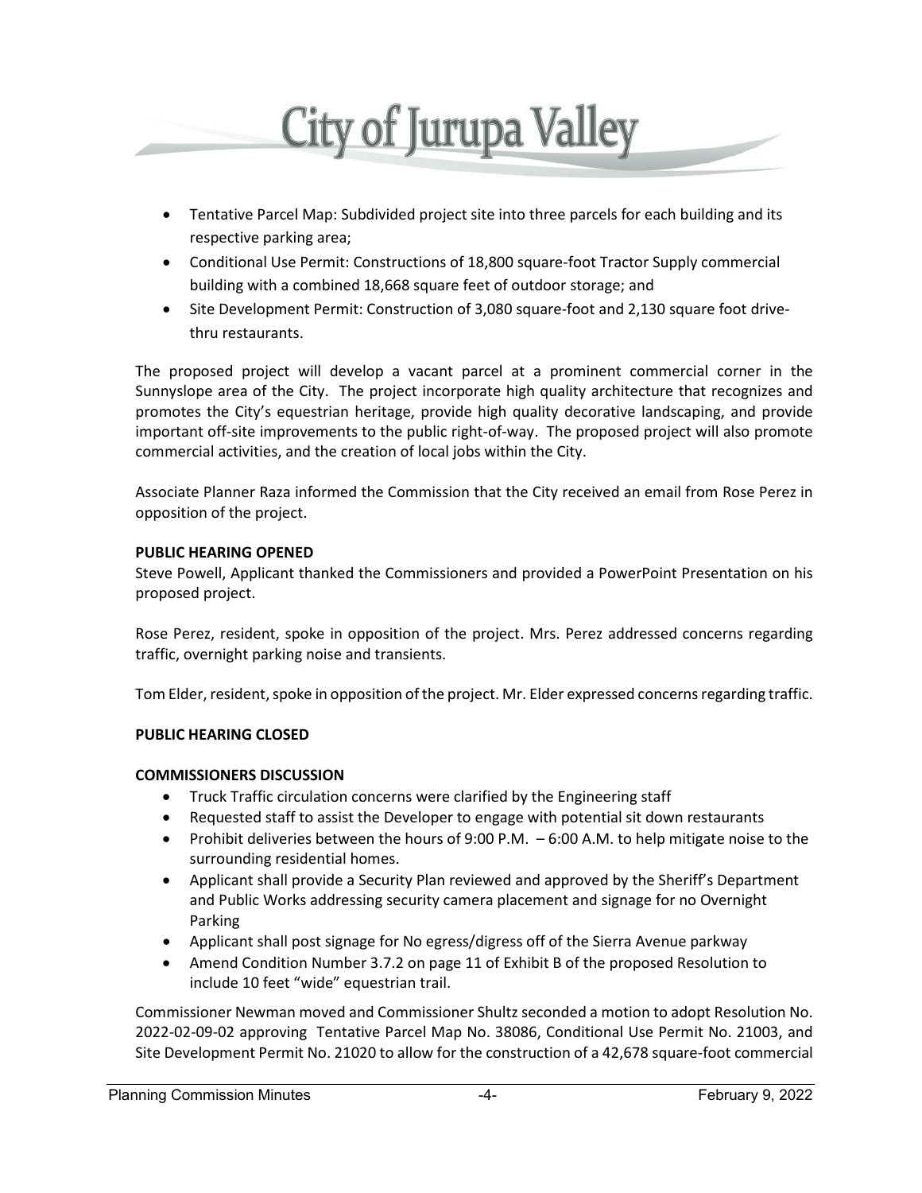- Tentative Parcel Map: Subdivided project site into three parcels for each building and its respective parking area;
- Conditional Use Permit: Constructions of 18,800 square-foot Tractor Supply commercial building with a combined 18,668 square feet of outdoor storage; and
- Site Development Permit: Construction of 3,080 square-foot and 2,130 square foot drive-thru restaurants.

The proposed project will develop a vacant parcel at a prominent commercial corner in the Sunnyslope area of the City. The project incorporate high quality architecture that recognizes and promotes the City's equestrian heritage, provide high quality decorative landscaping, and provide important off-site improvements to the public right-of-way. The proposed project will also promote commercial activities, and the creation of local jobs within the City.

Associate Planner Raza informed the Commission that the City received an email from Rose Perez in opposition of the project.

**PUBLIC HEARING OPENED**

Steve Powell, Applicant thanked the Commissioners and provided a PowerPoint Presentation on his proposed project.

Rose Perez, resident, spoke in opposition of the project. Mrs. Perez addressed concerns regarding traffic, overnight parking noise and transients.

Tom Elder, resident, spoke in opposition of the project. Mr. Elder expressed concerns regarding traffic.

**PUBLIC HEARING CLOSED**

**COMMISSIONERS DISCUSSION**

- Truck Traffic circulation concerns were clarified by the Engineering staff
- Requested staff to assist the Developer to engage with potential sit down restaurants
- Prohibit deliveries between the hours of 9:00 P.M. – 6:00 A.M. to help mitigate noise to the surrounding residential homes.
- Applicant shall provide a Security Plan reviewed and approved by the Sheriff's Department and Public Works addressing security camera placement and signage for no Overnight Parking
- Applicant shall post signage for No egress/digress off of the Sierra Avenue parkway
- Amend Condition Number 3.7.2 on page 11 of Exhibit B of the proposed Resolution to include 10 feet "wide" equestrian trail.

Commissioner Newman moved and Commissioner Shultz seconded a motion to adopt Resolution No. 2022-02-09-02 approving Tentative Parcel Map No. 38086, Conditional Use Permit No. 21003, and Site Development Permit No. 21020 to allow for the construction of a 42,678 square-foot commercial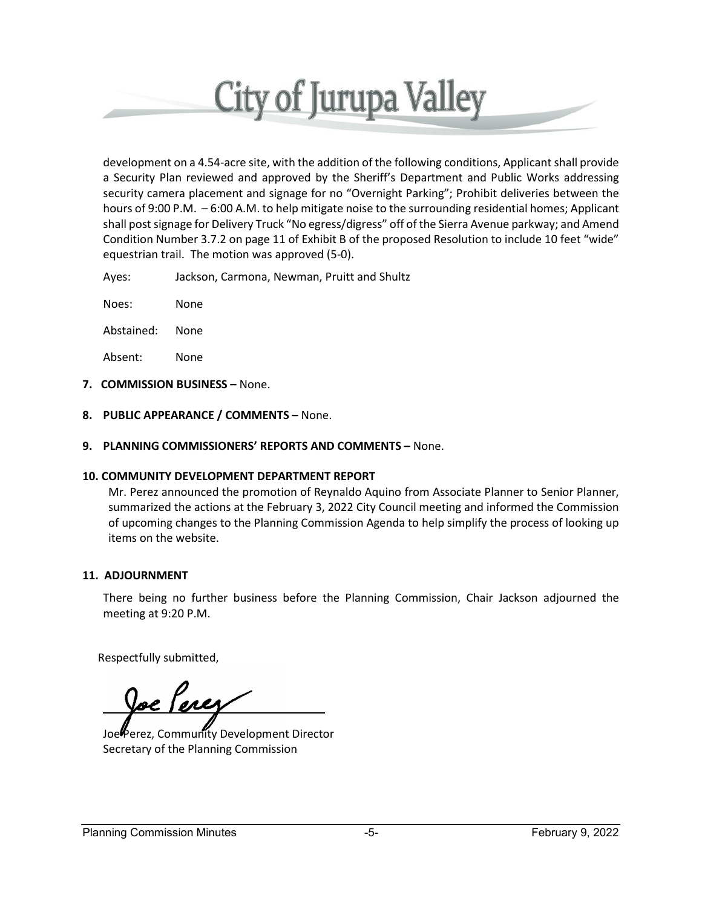development on a 4.54-acre site, with the addition of the following conditions, Applicant shall provide a Security Plan reviewed and approved by the Sheriff's Department and Public Works addressing security camera placement and signage for no "Overnight Parking"; Prohibit deliveries between the hours of 9:00 P.M. – 6:00 A.M. to help mitigate noise to the surrounding residential homes; Applicant shall post signage for Delivery Truck "No egress/digress" off of the Sierra Avenue parkway; and Amend Condition Number 3.7.2 on page 11 of Exhibit B of the proposed Resolution to include 10 feet "wide" equestrian trail. The motion was approved (5-0).

Ayes: Jackson, Carmona, Newman, Pruitt and Shultz

Noes: None

Abstained: None

Absent: None

**7. COMMISSION BUSINESS –** None.

**8. PUBLIC APPEARANCE / COMMENTS –** None.

**9. PLANNING COMMISSIONERS' REPORTS AND COMMENTS –** None.

**10. COMMUNITY DEVELOPMENT DEPARTMENT REPORT**

Mr. Perez announced the promotion of Reynaldo Aquino from Associate Planner to Senior Planner, summarized the actions at the February 3, 2022 City Council meeting and informed the Commission of upcoming changes to the Planning Commission Agenda to help simplify the process of looking up items on the website.

**11. ADJOURNMENT**

There being no further business before the Planning Commission, Chair Jackson adjourned the meeting at 9:20 P.M.

Respectfully submitted,

Joe Perez, Community Development Director
Secretary of the Planning Commission